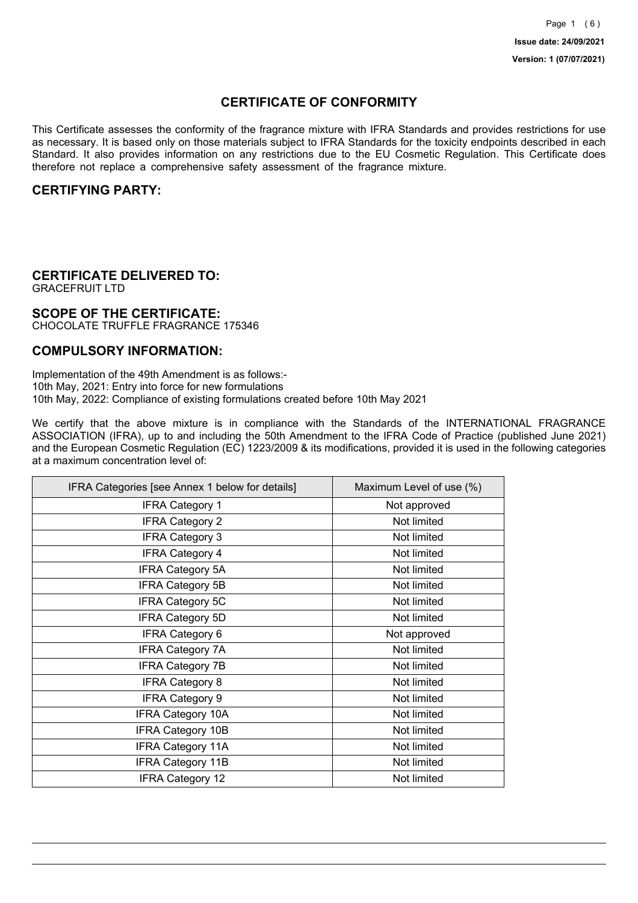Issue date: 24/09/2021

Version: 1 (07/07/2021)

# CERTIFICATE OF CONFORMITY

This Certificate assesses the conformity of the fragrance mixture with IFRA Standards and provides restrictions for use as necessary. It is based only on those materials subject to IFRA Standards for the toxicity endpoints described in each Standard. It also provides information on any restrictions due to the EU Cosmetic Regulation. This Certificate does therefore not replace a comprehensive safety assessment of the fragrance mixture.

## CERTIFYING PARTY:

## CERTIFICATE DELIVERED TO:

GRACEFRUIT LTD

## SCOPE OF THE CERTIFICATE:

CHOCOLATE TRUFFLE FRAGRANCE 175346

## COMPULSORY INFORMATION:

Implementation of the 49th Amendment is as follows:-
10th May, 2021: Entry into force for new formulations
10th May, 2022: Compliance of existing formulations created before 10th May 2021

We certify that the above mixture is in compliance with the Standards of the INTERNATIONAL FRAGRANCE ASSOCIATION (IFRA), up to and including the 50th Amendment to the IFRA Code of Practice (published June 2021) and the European Cosmetic Regulation (EC) 1223/2009 & its modifications, provided it is used in the following categories at a maximum concentration level of:

| IFRA Categories [see Annex 1 below for details] | Maximum Level of use (%) |
|---|---|
| IFRA Category 1 | Not approved |
| IFRA Category 2 | Not limited |
| IFRA Category 3 | Not limited |
| IFRA Category 4 | Not limited |
| IFRA Category 5A | Not limited |
| IFRA Category 5B | Not limited |
| IFRA Category 5C | Not limited |
| IFRA Category 5D | Not limited |
| IFRA Category 6 | Not approved |
| IFRA Category 7A | Not limited |
| IFRA Category 7B | Not limited |
| IFRA Category 8 | Not limited |
| IFRA Category 9 | Not limited |
| IFRA Category 10A | Not limited |
| IFRA Category 10B | Not limited |
| IFRA Category 11A | Not limited |
| IFRA Category 11B | Not limited |
| IFRA Category 12 | Not limited |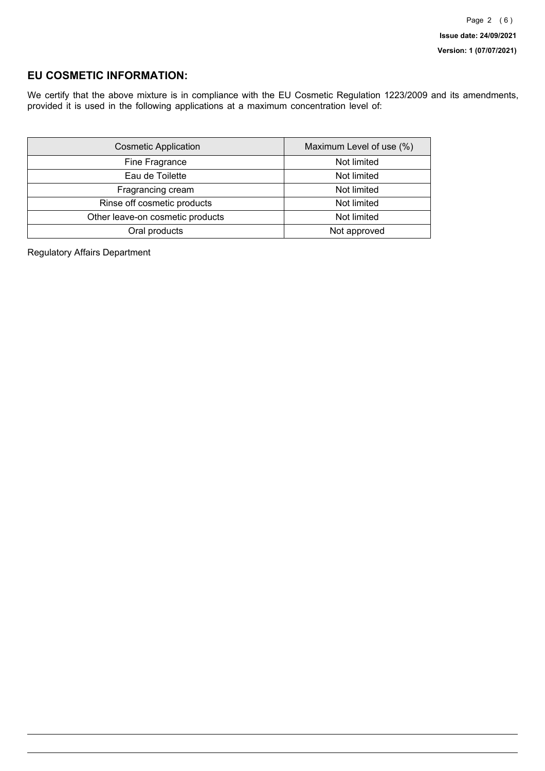## EU COSMETIC INFORMATION:

We certify that the above mixture is in compliance with the EU Cosmetic Regulation 1223/2009 and its amendments, provided it is used in the following applications at a maximum concentration level of:

| Cosmetic Application | Maximum Level of use (%) |
| --- | --- |
| Fine Fragrance | Not limited |
| Eau de Toilette | Not limited |
| Fragrancing cream | Not limited |
| Rinse off cosmetic products | Not limited |
| Other leave-on cosmetic products | Not limited |
| Oral products | Not approved |

Regulatory Affairs Department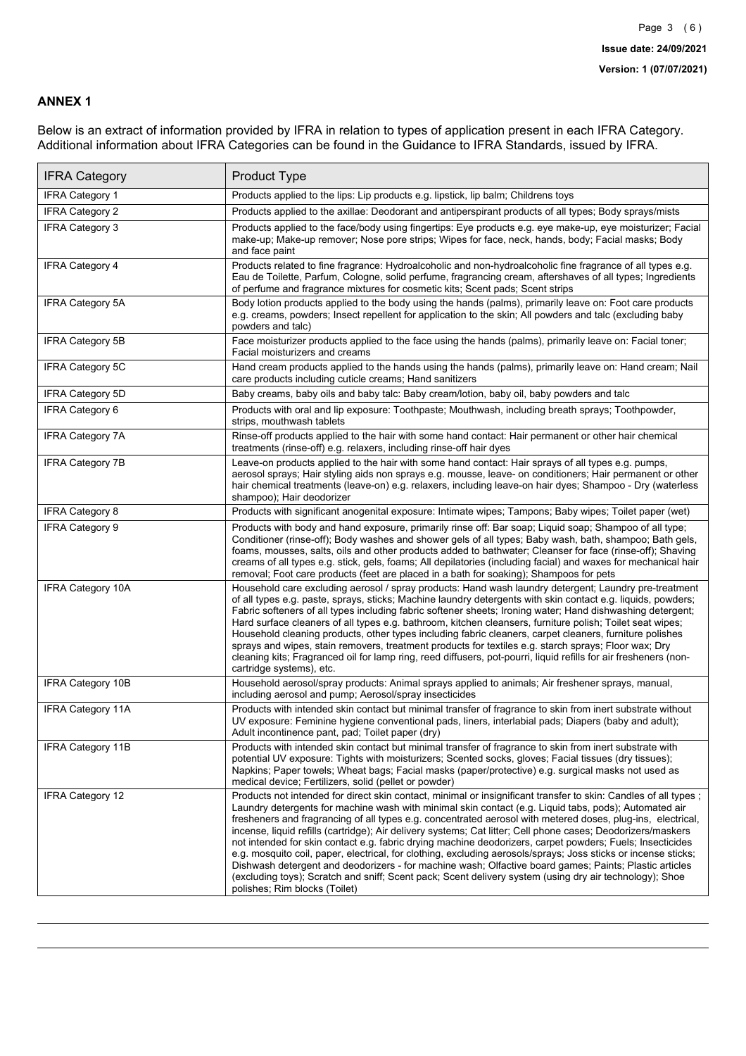## ANNEX 1

Below is an extract of information provided by IFRA in relation to types of application present in each IFRA Category. Additional information about IFRA Categories can be found in the Guidance to IFRA Standards, issued by IFRA.

| IFRA Category | Product Type |
| --- | --- |
| IFRA Category 1 | Products applied to the lips: Lip products e.g. lipstick, lip balm; Childrens toys |
| IFRA Category 2 | Products applied to the axillae: Deodorant and antiperspirant products of all types; Body sprays/mists |
| IFRA Category 3 | Products applied to the face/body using fingertips: Eye products e.g. eye make-up, eye moisturizer; Facial make-up; Make-up remover; Nose pore strips; Wipes for face, neck, hands, body; Facial masks; Body and face paint |
| IFRA Category 4 | Products related to fine fragrance: Hydroalcoholic and non-hydroalcoholic fine fragrance of all types e.g. Eau de Toilette, Parfum, Cologne, solid perfume, fragrancing cream, aftershaves of all types; Ingredients of perfume and fragrance mixtures for cosmetic kits; Scent pads; Scent strips |
| IFRA Category 5A | Body lotion products applied to the body using the hands (palms), primarily leave on: Foot care products e.g. creams, powders; Insect repellent for application to the skin; All powders and talc (excluding baby powders and talc) |
| IFRA Category 5B | Face moisturizer products applied to the face using the hands (palms), primarily leave on: Facial toner; Facial moisturizers and creams |
| IFRA Category 5C | Hand cream products applied to the hands using the hands (palms), primarily leave on: Hand cream; Nail care products including cuticle creams; Hand sanitizers |
| IFRA Category 5D | Baby creams, baby oils and baby talc: Baby cream/lotion, baby oil, baby powders and talc |
| IFRA Category 6 | Products with oral and lip exposure: Toothpaste; Mouthwash, including breath sprays; Toothpowder, strips, mouthwash tablets |
| IFRA Category 7A | Rinse-off products applied to the hair with some hand contact: Hair permanent or other hair chemical treatments (rinse-off) e.g. relaxers, including rinse-off hair dyes |
| IFRA Category 7B | Leave-on products applied to the hair with some hand contact: Hair sprays of all types e.g. pumps, aerosol sprays; Hair styling aids non sprays e.g. mousse, leave- on conditioners; Hair permanent or other hair chemical treatments (leave-on) e.g. relaxers, including leave-on hair dyes; Shampoo - Dry (waterless shampoo); Hair deodorizer |
| IFRA Category 8 | Products with significant anogenital exposure: Intimate wipes; Tampons; Baby wipes; Toilet paper (wet) |
| IFRA Category 9 | Products with body and hand exposure, primarily rinse off: Bar soap; Liquid soap; Shampoo of all type; Conditioner (rinse-off); Body washes and shower gels of all types; Baby wash, bath, shampoo; Bath gels, foams, mousses, salts, oils and other products added to bathwater; Cleanser for face (rinse-off); Shaving creams of all types e.g. stick, gels, foams; All depilatories (including facial) and waxes for mechanical hair removal; Foot care products (feet are placed in a bath for soaking); Shampoos for pets |
| IFRA Category 10A | Household care excluding aerosol / spray products: Hand wash laundry detergent; Laundry pre-treatment of all types e.g. paste, sprays, sticks; Machine laundry detergents with skin contact e.g. liquids, powders; Fabric softeners of all types including fabric softener sheets; Ironing water; Hand dishwashing detergent; Hard surface cleaners of all types e.g. bathroom, kitchen cleansers, furniture polish; Toilet seat wipes; Household cleaning products, other types including fabric cleaners, carpet cleaners, furniture polishes sprays and wipes, stain removers, treatment products for textiles e.g. starch sprays; Floor wax; Dry cleaning kits; Fragranced oil for lamp ring, reed diffusers, pot-pourri, liquid refills for air fresheners (non-cartridge systems), etc. |
| IFRA Category 10B | Household aerosol/spray products: Animal sprays applied to animals; Air freshener sprays, manual, including aerosol and pump; Aerosol/spray insecticides |
| IFRA Category 11A | Products with intended skin contact but minimal transfer of fragrance to skin from inert substrate without UV exposure: Feminine hygiene conventional pads, liners, interlabial pads; Diapers (baby and adult); Adult incontinence pant, pad; Toilet paper (dry) |
| IFRA Category 11B | Products with intended skin contact but minimal transfer of fragrance to skin from inert substrate with potential UV exposure: Tights with moisturizers; Scented socks, gloves; Facial tissues (dry tissues); Napkins; Paper towels; Wheat bags; Facial masks (paper/protective) e.g. surgical masks not used as medical device; Fertilizers, solid (pellet or powder) |
| IFRA Category 12 | Products not intended for direct skin contact, minimal or insignificant transfer to skin: Candles of all types ; Laundry detergents for machine wash with minimal skin contact (e.g. Liquid tabs, pods); Automated air fresheners and fragrancing of all types e.g. concentrated aerosol with metered doses, plug-ins, electrical, incense, liquid refills (cartridge); Air delivery systems; Cat litter; Cell phone cases; Deodorizers/maskers not intended for skin contact e.g. fabric drying machine deodorizers, carpet powders; Fuels; Insecticides e.g. mosquito coil, paper, electrical, for clothing, excluding aerosols/sprays; Joss sticks or incense sticks; Dishwash detergent and deodorizers - for machine wash; Olfactive board games; Paints; Plastic articles (excluding toys); Scratch and sniff; Scent pack; Scent delivery system (using dry air technology); Shoe polishes; Rim blocks (Toilet) |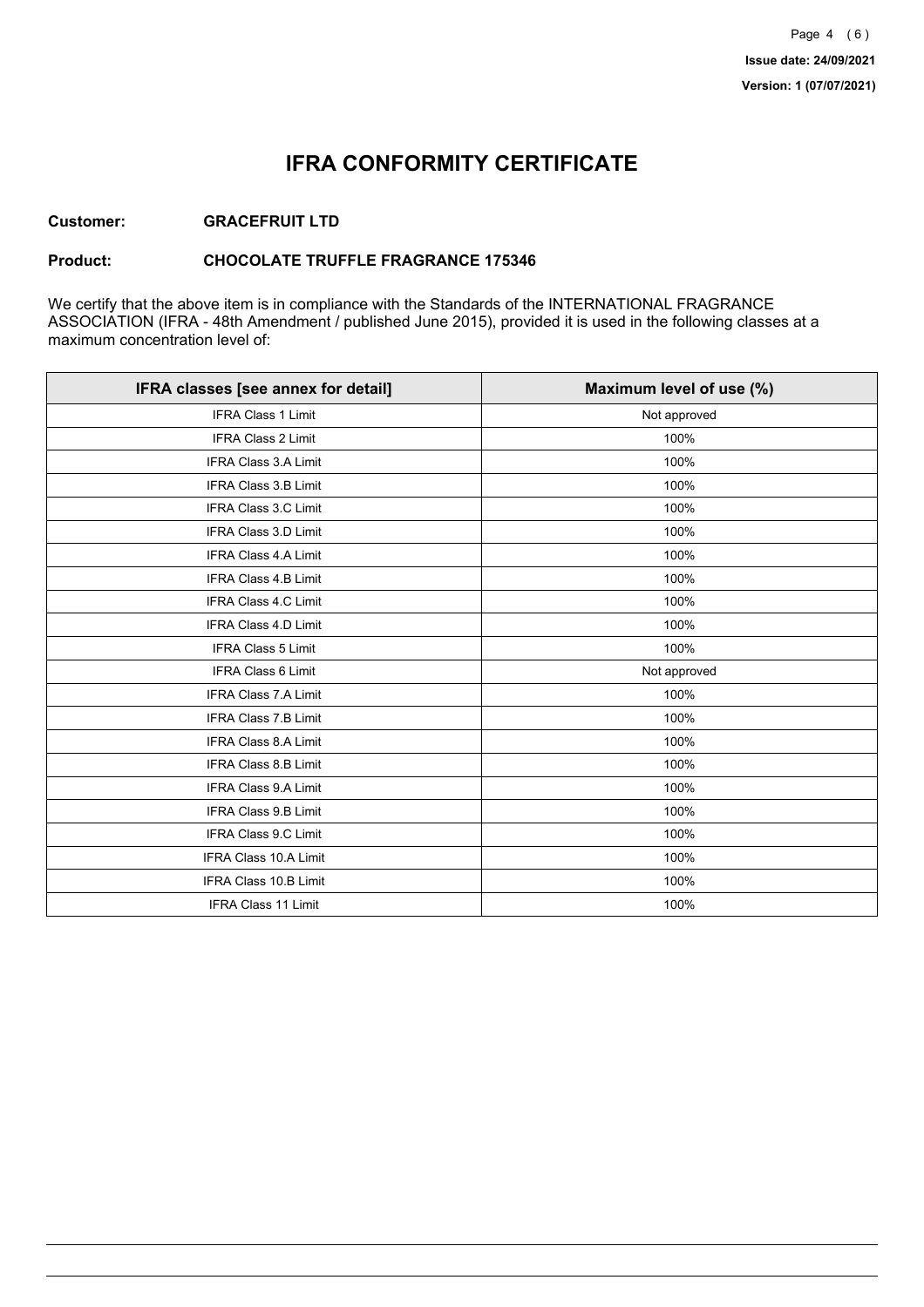# IFRA CONFORMITY CERTIFICATE

**Customer:** **GRACEFRUIT LTD**

**Product:** **CHOCOLATE TRUFFLE FRAGRANCE 175346**

We certify that the above item is in compliance with the Standards of the INTERNATIONAL FRAGRANCE ASSOCIATION (IFRA - 48th Amendment / published June 2015), provided it is used in the following classes at a maximum concentration level of:

| IFRA classes [see annex for detail] | Maximum level of use (%) |
|---|---|
| IFRA Class 1 Limit | Not approved |
| IFRA Class 2 Limit | 100% |
| IFRA Class 3.A Limit | 100% |
| IFRA Class 3.B Limit | 100% |
| IFRA Class 3.C Limit | 100% |
| IFRA Class 3.D Limit | 100% |
| IFRA Class 4.A Limit | 100% |
| IFRA Class 4.B Limit | 100% |
| IFRA Class 4.C Limit | 100% |
| IFRA Class 4.D Limit | 100% |
| IFRA Class 5 Limit | 100% |
| IFRA Class 6 Limit | Not approved |
| IFRA Class 7.A Limit | 100% |
| IFRA Class 7.B Limit | 100% |
| IFRA Class 8.A Limit | 100% |
| IFRA Class 8.B Limit | 100% |
| IFRA Class 9.A Limit | 100% |
| IFRA Class 9.B Limit | 100% |
| IFRA Class 9.C Limit | 100% |
| IFRA Class 10.A Limit | 100% |
| IFRA Class 10.B Limit | 100% |
| IFRA Class 11 Limit | 100% |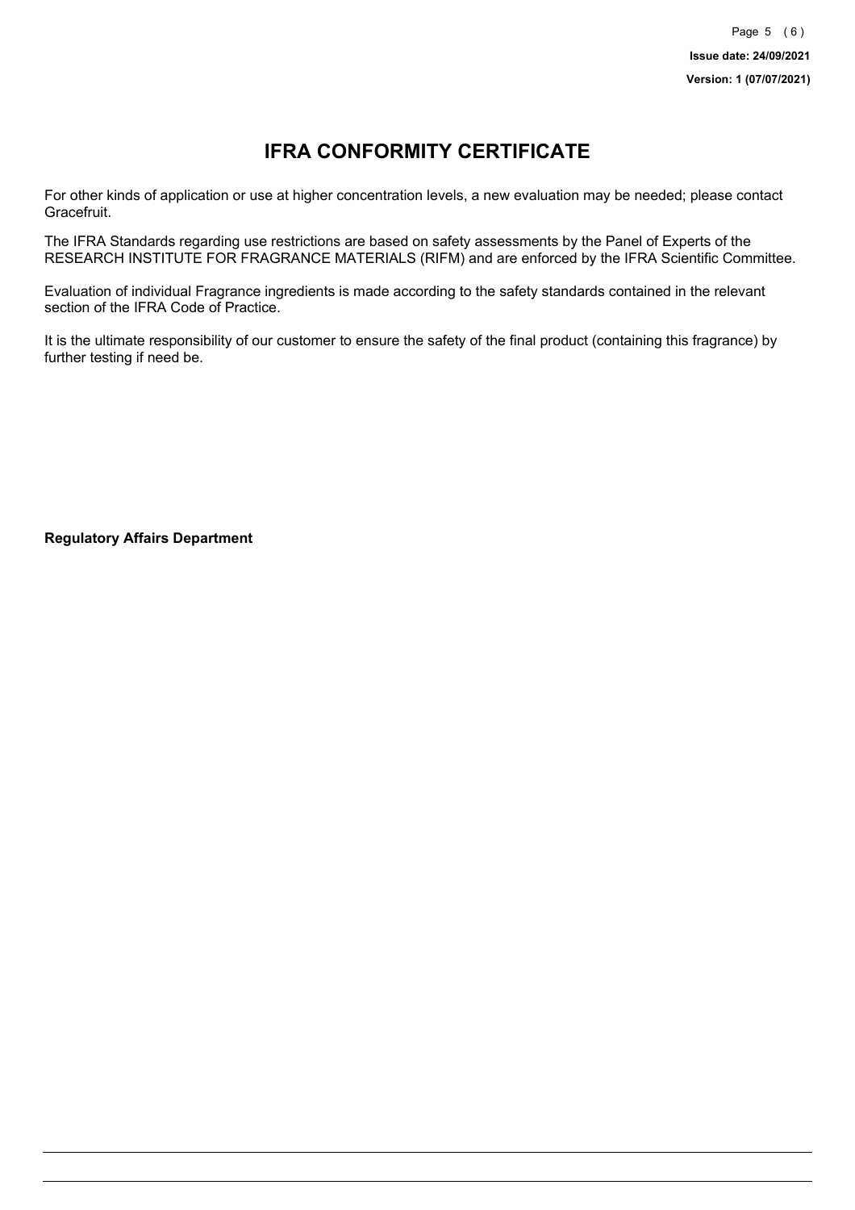# IFRA CONFORMITY CERTIFICATE

For other kinds of application or use at higher concentration levels, a new evaluation may be needed; please contact Gracefruit.

The IFRA Standards regarding use restrictions are based on safety assessments by the Panel of Experts of the RESEARCH INSTITUTE FOR FRAGRANCE MATERIALS (RIFM) and are enforced by the IFRA Scientific Committee.

Evaluation of individual Fragrance ingredients is made according to the safety standards contained in the relevant section of the IFRA Code of Practice.

It is the ultimate responsibility of our customer to ensure the safety of the final product (containing this fragrance) by further testing if need be.

**Regulatory Affairs Department**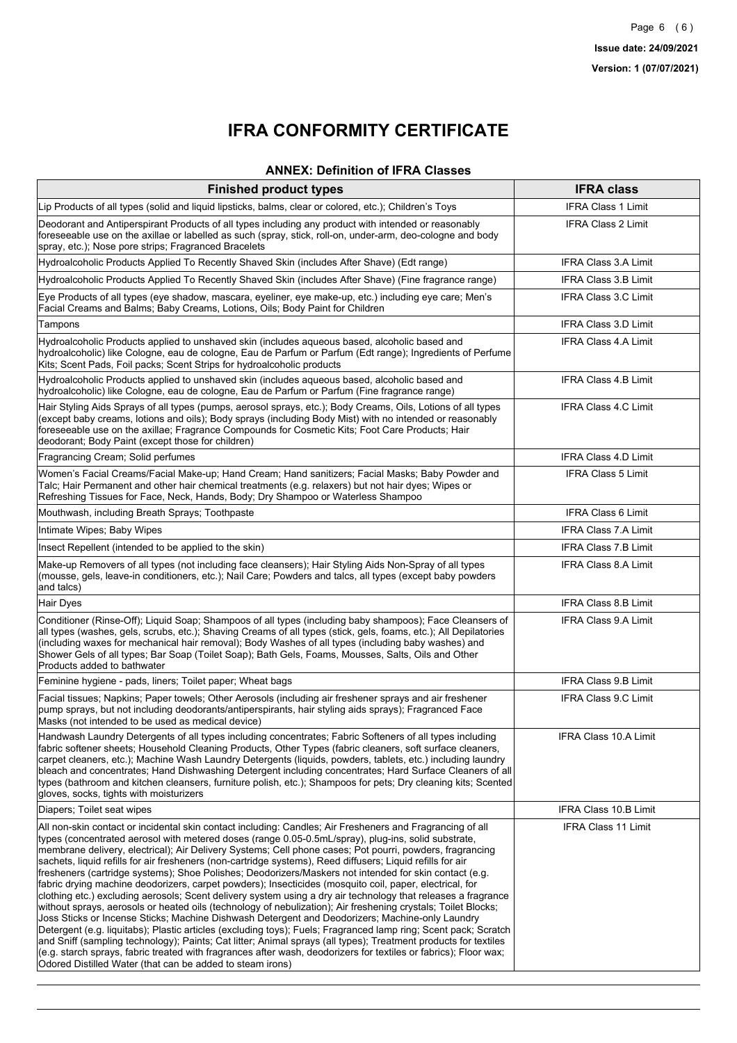Issue date: 24/09/2021

Version: 1 (07/07/2021)

# IFRA CONFORMITY CERTIFICATE

## ANNEX: Definition of IFRA Classes

| Finished product types | IFRA class |
| --- | --- |
| Lip Products of all types (solid and liquid lipsticks, balms, clear or colored, etc.); Children's Toys | IFRA Class 1 Limit |
| Deodorant and Antiperspirant Products of all types including any product with intended or reasonably foreseeable use on the axillae or labelled as such (spray, stick, roll-on, under-arm, deo-cologne and body spray, etc.); Nose pore strips; Fragranced Bracelets | IFRA Class 2 Limit |
| Hydroalcoholic Products Applied To Recently Shaved Skin (includes After Shave) (Edt range) | IFRA Class 3.A Limit |
| Hydroalcoholic Products Applied To Recently Shaved Skin (includes After Shave) (Fine fragrance range) | IFRA Class 3.B Limit |
| Eye Products of all types (eye shadow, mascara, eyeliner, eye make-up, etc.) including eye care; Men's Facial Creams and Balms; Baby Creams, Lotions, Oils; Body Paint for Children | IFRA Class 3.C Limit |
| Tampons | IFRA Class 3.D Limit |
| Hydroalcoholic Products applied to unshaved skin (includes aqueous based, alcoholic based and hydroalcoholic) like Cologne, eau de cologne, Eau de Parfum or Parfum (Edt range); Ingredients of Perfume Kits; Scent Pads, Foil packs; Scent Strips for hydroalcoholic products | IFRA Class 4.A Limit |
| Hydroalcoholic Products applied to unshaved skin (includes aqueous based, alcoholic based and hydroalcoholic) like Cologne, eau de cologne, Eau de Parfum or Parfum (Fine fragrance range) | IFRA Class 4.B Limit |
| Hair Styling Aids Sprays of all types (pumps, aerosol sprays, etc.); Body Creams, Oils, Lotions of all types (except baby creams, lotions and oils); Body sprays (including Body Mist) with no intended or reasonably foreseeable use on the axillae; Fragrance Compounds for Cosmetic Kits; Foot Care Products; Hair deodorant; Body Paint (except those for children) | IFRA Class 4.C Limit |
| Fragrancing Cream; Solid perfumes | IFRA Class 4.D Limit |
| Women's Facial Creams/Facial Make-up; Hand Cream; Hand sanitizers; Facial Masks; Baby Powder and Talc; Hair Permanent and other hair chemical treatments (e.g. relaxers) but not hair dyes; Wipes or Refreshing Tissues for Face, Neck, Hands, Body; Dry Shampoo or Waterless Shampoo | IFRA Class 5 Limit |
| Mouthwash, including Breath Sprays; Toothpaste | IFRA Class 6 Limit |
| Intimate Wipes; Baby Wipes | IFRA Class 7.A Limit |
| Insect Repellent (intended to be applied to the skin) | IFRA Class 7.B Limit |
| Make-up Removers of all types (not including face cleansers); Hair Styling Aids Non-Spray of all types (mousse, gels, leave-in conditioners, etc.); Nail Care; Powders and talcs, all types (except baby powders and talcs) | IFRA Class 8.A Limit |
| Hair Dyes | IFRA Class 8.B Limit |
| Conditioner (Rinse-Off); Liquid Soap; Shampoos of all types (including baby shampoos); Face Cleansers of all types (washes, gels, scrubs, etc.); Shaving Creams of all types (stick, gels, foams, etc.); All Depilatories (including waxes for mechanical hair removal); Body Washes of all types (including baby washes) and Shower Gels of all types; Bar Soap (Toilet Soap); Bath Gels, Foams, Mousses, Salts, Oils and Other Products added to bathwater | IFRA Class 9.A Limit |
| Feminine hygiene - pads, liners; Toilet paper; Wheat bags | IFRA Class 9.B Limit |
| Facial tissues; Napkins; Paper towels; Other Aerosols (including air freshener sprays and air freshener pump sprays, but not including deodorants/antiperspirants, hair styling aids sprays); Fragranced Face Masks (not intended to be used as medical device) | IFRA Class 9.C Limit |
| Handwash Laundry Detergents of all types including concentrates; Fabric Softeners of all types including fabric softener sheets; Household Cleaning Products, Other Types (fabric cleaners, soft surface cleaners, carpet cleaners, etc.); Machine Wash Laundry Detergents (liquids, powders, tablets, etc.) including laundry bleach and concentrates; Hand Dishwashing Detergent including concentrates; Hard Surface Cleaners of all types (bathroom and kitchen cleansers, furniture polish, etc.); Shampoos for pets; Dry cleaning kits; Scented gloves, socks, tights with moisturizers | IFRA Class 10.A Limit |
| Diapers; Toilet seat wipes | IFRA Class 10.B Limit |
| All non-skin contact or incidental skin contact including: Candles; Air Fresheners and Fragrancing of all types (concentrated aerosol with metered doses (range 0.05-0.5mL/spray), plug-ins, solid substrate, membrane delivery, electrical); Air Delivery Systems; Cell phone cases; Pot pourri, powders, fragrancing sachets, liquid refills for air fresheners (non-cartridge systems), Reed diffusers; Liquid refills for air fresheners (cartridge systems); Shoe Polishes; Deodorizers/Maskers not intended for skin contact (e.g. fabric drying machine deodorizers, carpet powders); Insecticides (mosquito coil, paper, electrical, for clothing etc.) excluding aerosols; Scent delivery system using a dry air technology that releases a fragrance without sprays, aerosols or heated oils (technology of nebulization); Air freshening crystals; Toilet Blocks; Joss Sticks or Incense Sticks; Machine Dishwash Detergent and Deodorizers; Machine-only Laundry Detergent (e.g. liquitabs); Plastic articles (excluding toys); Fuels; Fragranced lamp ring; Scent pack; Scratch and Sniff (sampling technology); Paints; Cat litter; Animal sprays (all types); Treatment products for textiles (e.g. starch sprays, fabric treated with fragrances after wash, deodorizers for textiles or fabrics); Floor wax; Odored Distilled Water (that can be added to steam irons) | IFRA Class 11 Limit |